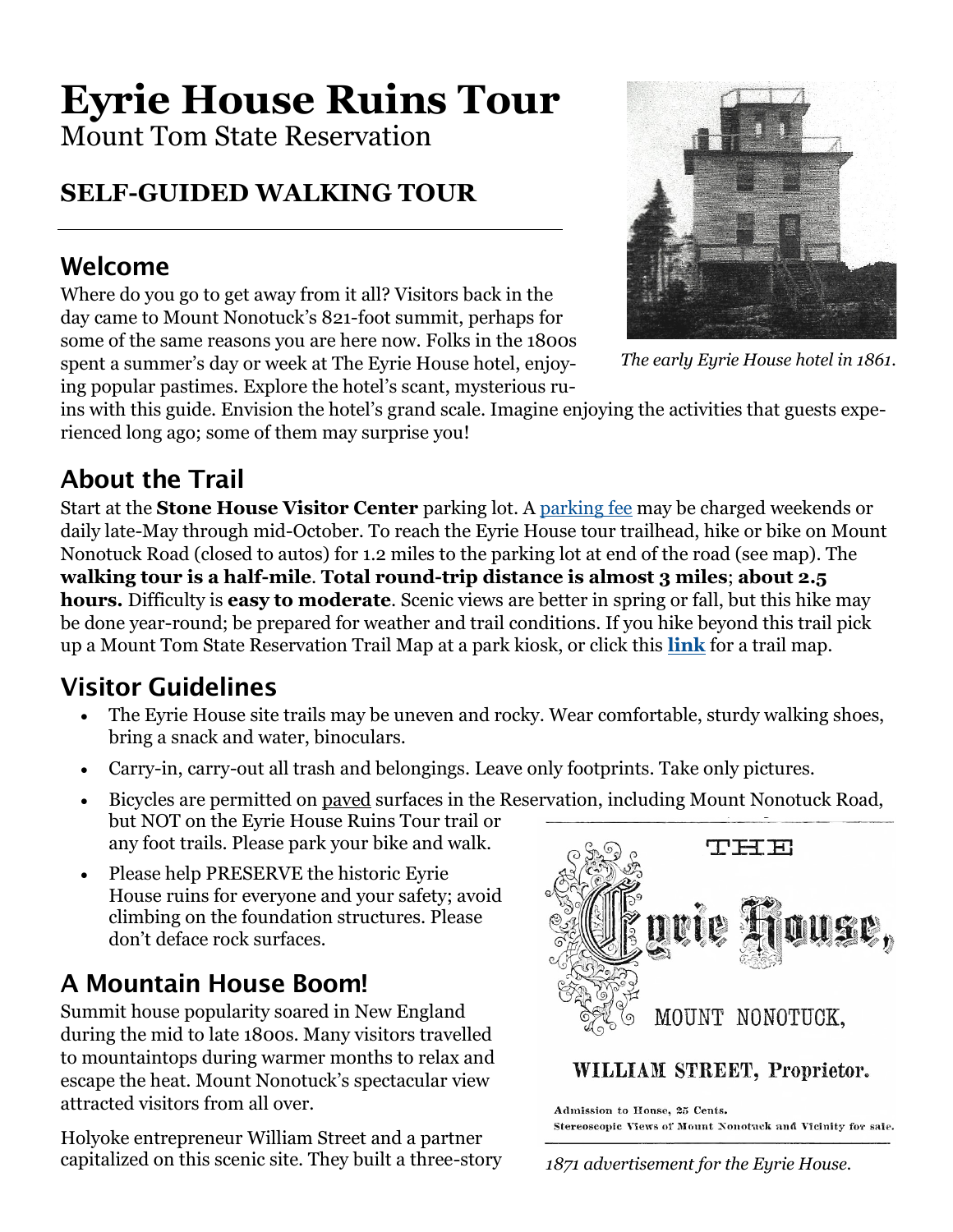# Eyrie House Ruins Tour

Mount Tom State Reservation

## SELF-GUIDED WALKING TOUR

## Welcome

Where do you go to get away from it all? Visitors back in the day came to Mount Nonotuck's 821-foot summit, perhaps for some of the same reasons you are here now. Folks in the 1800s spent a summer's day or week at The Eyrie House hotel, enjoying popular pastimes. Explore the hotel's scant, mysterious ruins with this guide. Envision the hotel's grand scale. Imagine enjoying the activities that guests experienced long ago; some of them may surprise you!

*The early Eyrie House hotel in 1861.*

## About the Trail

Start at the **Stone House Visitor Center** parking lot. A parking fee may be charged weekends or daily late-May through mid-October. To reach the Eyrie House tour trailhead, hike or bike on Mount Nonotuck Road (closed to autos) for 1.2 miles to the parking lot at end of the road (see map). The **walking tour is a half-mile**. **Total round-trip distance is almost 3 miles**; **about 2.5 hours.** Difficulty is **easy to moderate**. Scenic views are better in spring or fall, but this hike may be done year-round; be prepared for weather and trail conditions. If you hike beyond this trail pick up a Mount Tom State Reservation Trail Map at a park kiosk, or click this **link** for a trail map.

## Visitor Guidelines

- The Eyrie House site trails may be uneven and rocky. Wear comfortable, sturdy walking shoes, bring a snack and water, binoculars.
- Carry-in, carry-out all trash and belongings. Leave only footprints. Take only pictures.
- Bicycles are permitted on paved surfaces in the Reservation, including Mount Nonotuck Road, but NOT on the Eyrie House Ruins Tour trail or any foot trails. Please park your bike and walk.
- Please help PRESERVE the historic Eyrie House ruins for everyone and your safety; avoid climbing on the foundation structures. Please don't deface rock surfaces.

## A Mountain House Boom!

Summit house popularity soared in New England during the mid to late 1800s. Many visitors travelled to mountaintops during warmer months to relax and escape the heat. Mount Nonotuck's spectacular view attracted visitors from all over.

Holyoke entrepreneur William Street and a partner capitalized on this scenic site. They built a three-story

THE Eyrie House, MOUNT NONOTUCK, WILLIAM STREET, Proprietor.

Admission to House, 25 Cents.
Stereoscopic Views of Mount Nonotuck and Vicinity for sale.

*1871 advertisement for the Eyrie House.*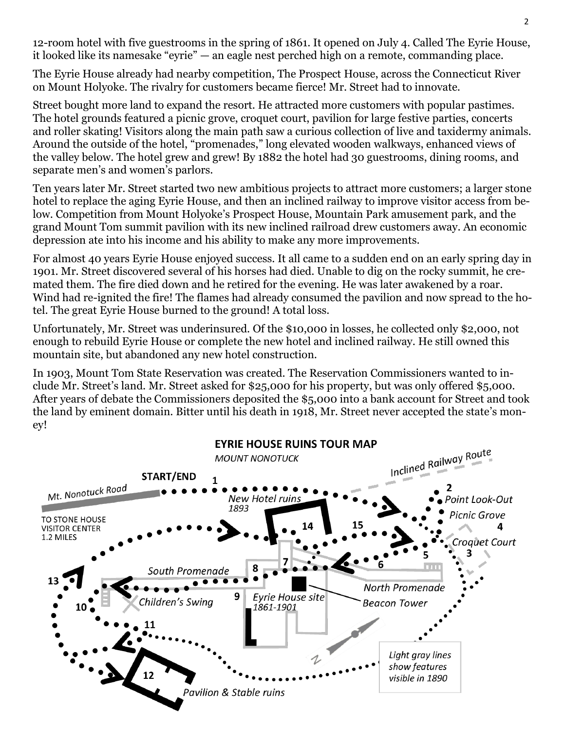12-room hotel with five guestrooms in the spring of 1861. It opened on July 4. Called The Eyrie House, it looked like its namesake "eyrie" — an eagle nest perched high on a remote, commanding place.

The Eyrie House already had nearby competition, The Prospect House, across the Connecticut River on Mount Holyoke. The rivalry for customers became fierce! Mr. Street had to innovate.

Street bought more land to expand the resort. He attracted more customers with popular pastimes. The hotel grounds featured a picnic grove, croquet court, pavilion for large festive parties, concerts and roller skating! Visitors along the main path saw a curious collection of live and taxidermy animals. Around the outside of the hotel, "promenades," long elevated wooden walkways, enhanced views of the valley below. The hotel grew and grew! By 1882 the hotel had 30 guestrooms, dining rooms, and separate men's and women's parlors.

Ten years later Mr. Street started two new ambitious projects to attract more customers; a larger stone hotel to replace the aging Eyrie House, and then an inclined railway to improve visitor access from below. Competition from Mount Holyoke's Prospect House, Mountain Park amusement park, and the grand Mount Tom summit pavilion with its new inclined railroad drew customers away. An economic depression ate into his income and his ability to make any more improvements.

For almost 40 years Eyrie House enjoyed success. It all came to a sudden end on an early spring day in 1901. Mr. Street discovered several of his horses had died. Unable to dig on the rocky summit, he cremated them. The fire died down and he retired for the evening. He was later awakened by a roar. Wind had re-ignited the fire! The flames had already consumed the pavilion and now spread to the hotel. The great Eyrie House burned to the ground! A total loss.

Unfortunately, Mr. Street was underinsured. Of the $10,000 in losses, he collected only $2,000, not enough to rebuild Eyrie House or complete the new hotel and inclined railway. He still owned this mountain site, but abandoned any new hotel construction.

In 1903, Mount Tom State Reservation was created. The Reservation Commissioners wanted to include Mr. Street's land. Mr. Street asked for $25,000 for his property, but was only offered $5,000. After years of debate the Commissioners deposited the $5,000 into a bank account for Street and took the land by eminent domain. Bitter until his death in 1918, Mr. Street never accepted the state's money!

**EYRIE HOUSE RUINS TOUR MAP**

*MOUNT NONOTUCK*

**START/END** 1

*Mt. Nonotuck Road*

TO STONE HOUSE VISITOR CENTER 1.2 MILES

*Inclined Railway Route*

*New Hotel ruins* *1893*

2 *Point Look-Out*

*Picnic Grove* 4

*Croquet Court* 3

5, 6, 7, 8, 9, 10, 11, 12, 13, 14, 15

*South Promenade*

*North Promenade*

*Children's Swing*

*Eyrie House site* *1861-1901*

*Beacon Tower*

*Pavilion & Stable ruins*

N

*Light gray lines show features visible in 1890*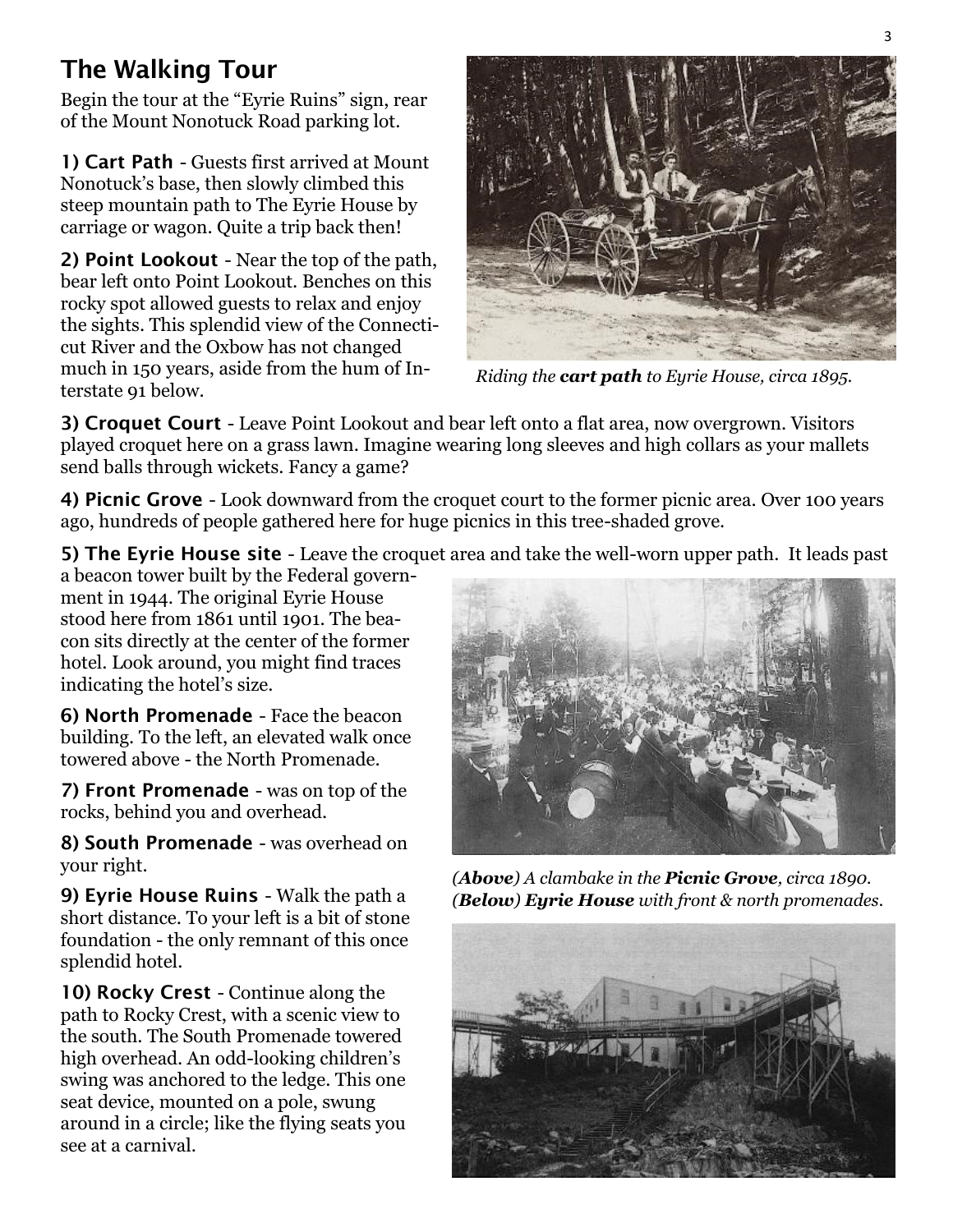## The Walking Tour

Begin the tour at the "Eyrie Ruins" sign, rear of the Mount Nonotuck Road parking lot.

**1) Cart Path** - Guests first arrived at Mount Nonotuck's base, then slowly climbed this steep mountain path to The Eyrie House by carriage or wagon. Quite a trip back then!

**2) Point Lookout** - Near the top of the path, bear left onto Point Lookout. Benches on this rocky spot allowed guests to relax and enjoy the sights. This splendid view of the Connecticut River and the Oxbow has not changed much in 150 years, aside from the hum of Interstate 91 below.

*Riding the **cart path** to Eyrie House, circa 1895.*

**3) Croquet Court** - Leave Point Lookout and bear left onto a flat area, now overgrown. Visitors played croquet here on a grass lawn. Imagine wearing long sleeves and high collars as your mallets send balls through wickets. Fancy a game?

**4) Picnic Grove** - Look downward from the croquet court to the former picnic area. Over 100 years ago, hundreds of people gathered here for huge picnics in this tree-shaded grove.

**5) The Eyrie House site** - Leave the croquet area and take the well-worn upper path. It leads past a beacon tower built by the Federal government in 1944. The original Eyrie House stood here from 1861 until 1901. The beacon sits directly at the center of the former hotel. Look around, you might find traces indicating the hotel's size.

**6) North Promenade** - Face the beacon building. To the left, an elevated walk once towered above - the North Promenade.

**7) Front Promenade** - was on top of the rocks, behind you and overhead.

**8) South Promenade** - was overhead on your right.

**9) Eyrie House Ruins** - Walk the path a short distance. To your left is a bit of stone foundation - the only remnant of this once splendid hotel.

**10) Rocky Crest** - Continue along the path to Rocky Crest, with a scenic view to the south. The South Promenade towered high overhead. An odd-looking children's swing was anchored to the ledge. This one seat device, mounted on a pole, swung around in a circle; like the flying seats you see at a carnival.

*(**Above**) A clambake in the **Picnic Grove**, circa 1890.*
*(**Below**) **Eyrie House** with front & north promenades.*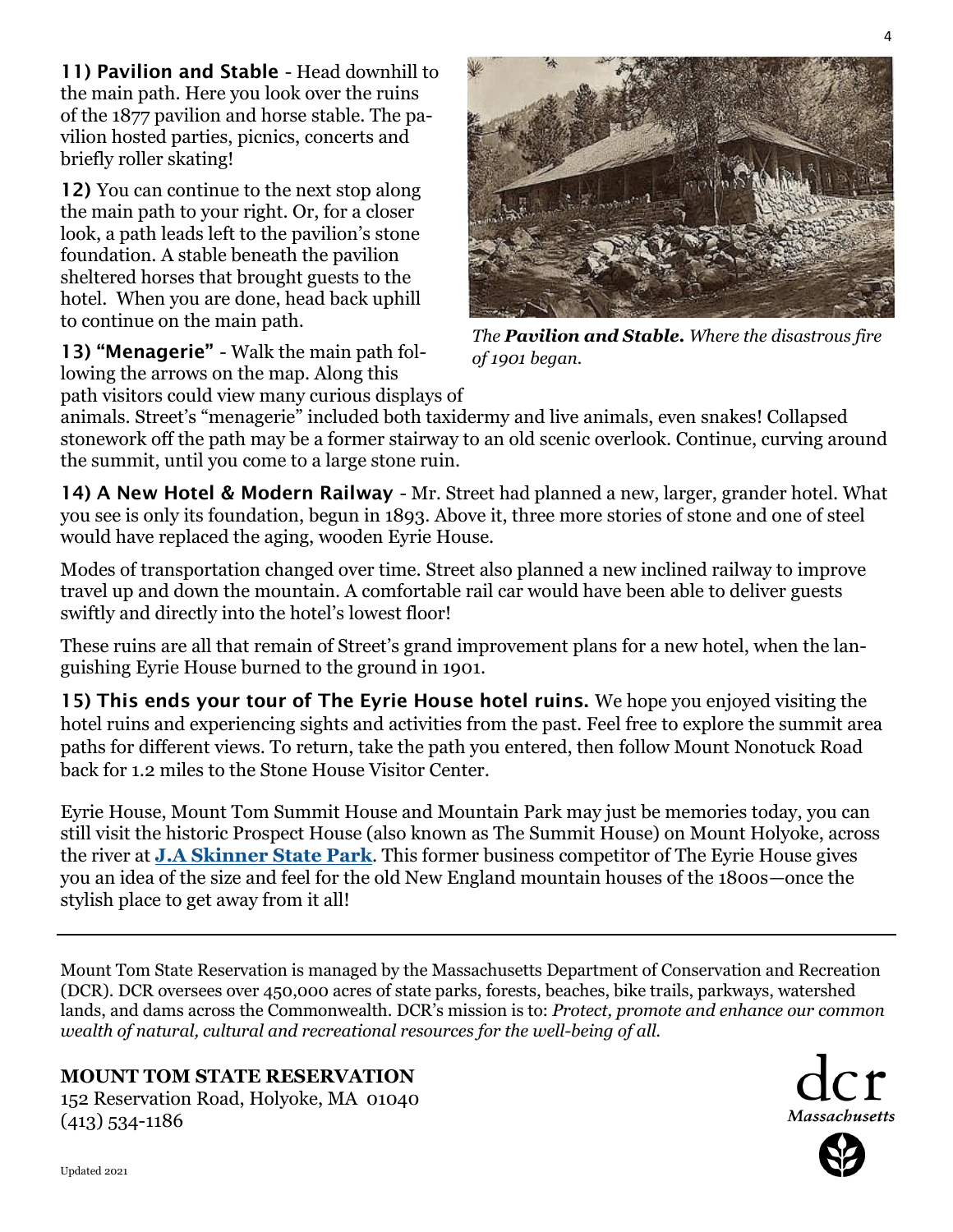**11) Pavilion and Stable** - Head downhill to the main path. Here you look over the ruins of the 1877 pavilion and horse stable. The pavilion hosted parties, picnics, concerts and briefly roller skating!

**12)** You can continue to the next stop along the main path to your right. Or, for a closer look, a path leads left to the pavilion's stone foundation. A stable beneath the pavilion sheltered horses that brought guests to the hotel. When you are done, head back uphill to continue on the main path.

*The **Pavilion and Stable.** Where the disastrous fire of 1901 began.*

**13) "Menagerie"** - Walk the main path following the arrows on the map. Along this path visitors could view many curious displays of animals. Street's "menagerie" included both taxidermy and live animals, even snakes! Collapsed stonework off the path may be a former stairway to an old scenic overlook. Continue, curving around the summit, until you come to a large stone ruin.

**14) A New Hotel & Modern Railway** - Mr. Street had planned a new, larger, grander hotel. What you see is only its foundation, begun in 1893. Above it, three more stories of stone and one of steel would have replaced the aging, wooden Eyrie House.

Modes of transportation changed over time. Street also planned a new inclined railway to improve travel up and down the mountain. A comfortable rail car would have been able to deliver guests swiftly and directly into the hotel's lowest floor!

These ruins are all that remain of Street's grand improvement plans for a new hotel, when the languishing Eyrie House burned to the ground in 1901.

**15) This ends your tour of The Eyrie House hotel ruins.** We hope you enjoyed visiting the hotel ruins and experiencing sights and activities from the past. Feel free to explore the summit area paths for different views. To return, take the path you entered, then follow Mount Nonotuck Road back for 1.2 miles to the Stone House Visitor Center.

Eyrie House, Mount Tom Summit House and Mountain Park may just be memories today, you can still visit the historic Prospect House (also known as The Summit House) on Mount Holyoke, across the river at **J.A Skinner State Park**. This former business competitor of The Eyrie House gives you an idea of the size and feel for the old New England mountain houses of the 1800s—once the stylish place to get away from it all!

---

Mount Tom State Reservation is managed by the Massachusetts Department of Conservation and Recreation (DCR). DCR oversees over 450,000 acres of state parks, forests, beaches, bike trails, parkways, watershed lands, and dams across the Commonwealth. DCR's mission is to: *Protect, promote and enhance our common wealth of natural, cultural and recreational resources for the well-being of all.*

**MOUNT TOM STATE RESERVATION**
152 Reservation Road, Holyoke, MA 01040
(413) 534-1186

dcr *Massachusetts*

Updated 2021